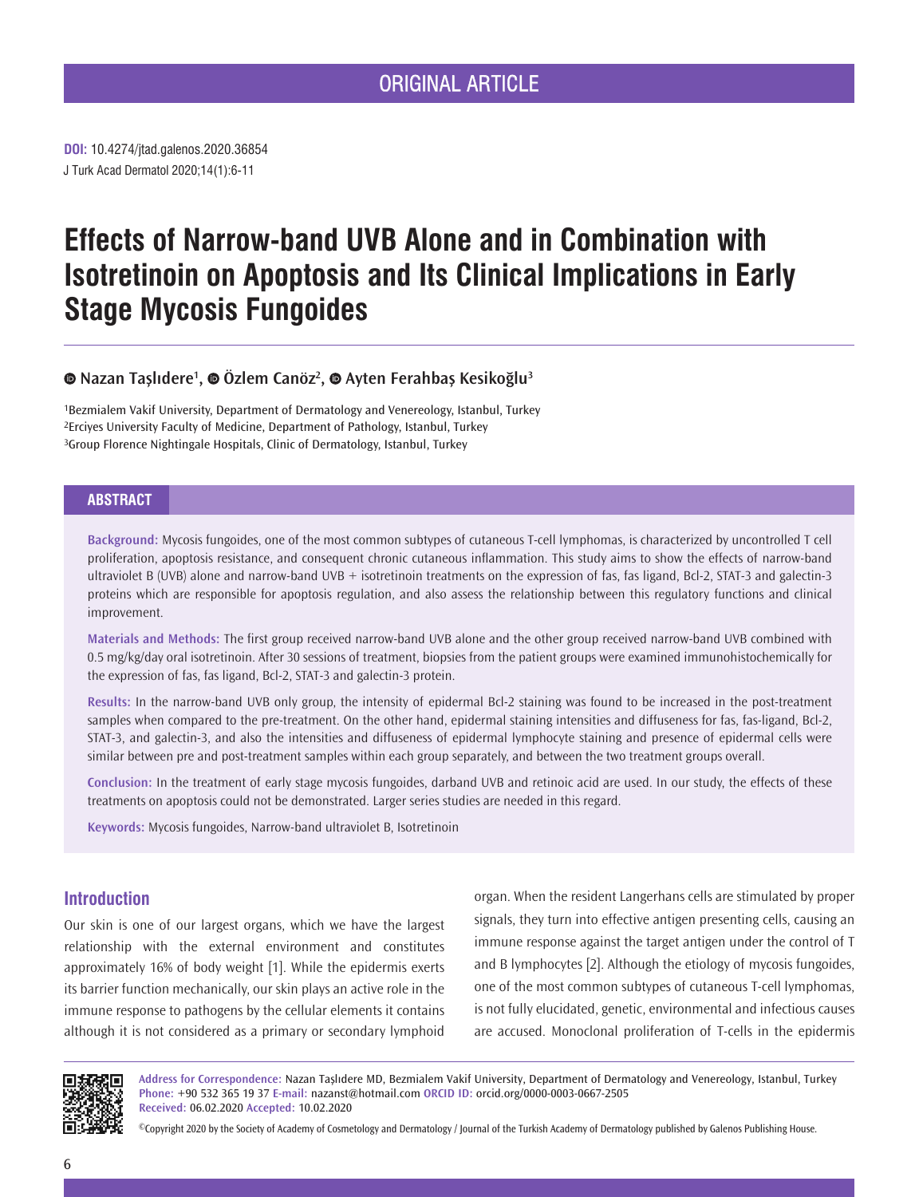ORIGINAL ARTICLE

**DOI:** 10.4274/jtad.galenos.2020.36854
J Turk Acad Dermatol 2020;14(1):6-11

# Effects of Narrow-band UVB Alone and in Combination with Isotretinoin on Apoptosis and Its Clinical Implications in Early Stage Mycosis Fungoides

**Nazan Taşlıdere[1], Özlem Canöz[2], Ayten Ferahbaş Kesikoğlu[3]**

[1]Bezmialem Vakif University, Department of Dermatology and Venereology, Istanbul, Turkey
[2]Erciyes University Faculty of Medicine, Department of Pathology, Istanbul, Turkey
[3]Group Florence Nightingale Hospitals, Clinic of Dermatology, Istanbul, Turkey

## ABSTRACT

**Background:** Mycosis fungoides, one of the most common subtypes of cutaneous T-cell lymphomas, is characterized by uncontrolled T cell proliferation, apoptosis resistance, and consequent chronic cutaneous inflammation. This study aims to show the effects of narrow-band ultraviolet B (UVB) alone and narrow-band UVB + isotretinoin treatments on the expression of fas, fas ligand, Bcl-2, STAT-3 and galectin-3 proteins which are responsible for apoptosis regulation, and also assess the relationship between this regulatory functions and clinical improvement.

**Materials and Methods:** The first group received narrow-band UVB alone and the other group received narrow-band UVB combined with 0.5 mg/kg/day oral isotretinoin. After 30 sessions of treatment, biopsies from the patient groups were examined immunohistochemically for the expression of fas, fas ligand, Bcl-2, STAT-3 and galectin-3 protein.

**Results:** In the narrow-band UVB only group, the intensity of epidermal Bcl-2 staining was found to be increased in the post-treatment samples when compared to the pre-treatment. On the other hand, epidermal staining intensities and diffuseness for fas, fas-ligand, Bcl-2, STAT-3, and galectin-3, and also the intensities and diffuseness of epidermal lymphocyte staining and presence of epidermal cells were similar between pre and post-treatment samples within each group separately, and between the two treatment groups overall.

**Conclusion:** In the treatment of early stage mycosis fungoides, darband UVB and retinoic acid are used. In our study, the effects of these treatments on apoptosis could not be demonstrated. Larger series studies are needed in this regard.

**Keywords:** Mycosis fungoides, Narrow-band ultraviolet B, Isotretinoin

## Introduction

Our skin is one of our largest organs, which we have the largest relationship with the external environment and constitutes approximately 16% of body weight [1]. While the epidermis exerts its barrier function mechanically, our skin plays an active role in the immune response to pathogens by the cellular elements it contains although it is not considered as a primary or secondary lymphoid organ. When the resident Langerhans cells are stimulated by proper signals, they turn into effective antigen presenting cells, causing an immune response against the target antigen under the control of T and B lymphocytes [2]. Although the etiology of mycosis fungoides, one of the most common subtypes of cutaneous T-cell lymphomas, is not fully elucidated, genetic, environmental and infectious causes are accused. Monoclonal proliferation of T-cells in the epidermis

**Address for Correspondence:** Nazan Taşlıdere MD, Bezmialem Vakif University, Department of Dermatology and Venereology, Istanbul, Turkey
**Phone:** +90 532 365 19 37 **E-mail:** nazanst@hotmail.com **ORCID ID:** orcid.org/0000-0003-0667-2505
**Received:** 06.02.2020 **Accepted:** 10.02.2020

©Copyright 2020 by the Society of Academy of Cosmetology and Dermatology / Journal of the Turkish Academy of Dermatology published by Galenos Publishing House.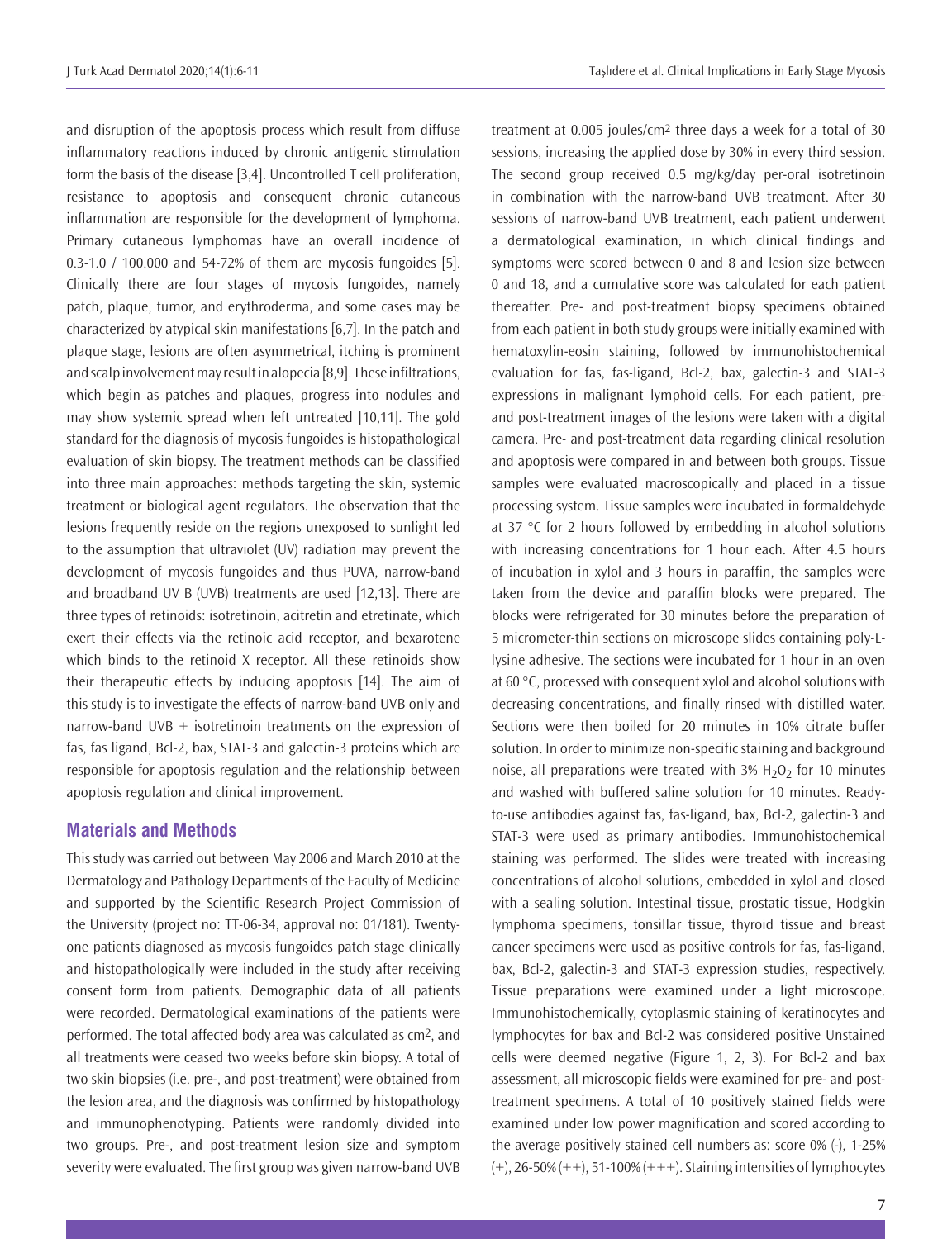and disruption of the apoptosis process which result from diffuse inflammatory reactions induced by chronic antigenic stimulation form the basis of the disease [3,4]. Uncontrolled T cell proliferation, resistance to apoptosis and consequent chronic cutaneous inflammation are responsible for the development of lymphoma. Primary cutaneous lymphomas have an overall incidence of 0.3-1.0 / 100.000 and 54-72% of them are mycosis fungoides [5]. Clinically there are four stages of mycosis fungoides, namely patch, plaque, tumor, and erythroderma, and some cases may be characterized by atypical skin manifestations [6,7]. In the patch and plaque stage, lesions are often asymmetrical, itching is prominent and scalp involvement may result in alopecia [8,9]. These infiltrations, which begin as patches and plaques, progress into nodules and may show systemic spread when left untreated [10,11]. The gold standard for the diagnosis of mycosis fungoides is histopathological evaluation of skin biopsy. The treatment methods can be classified into three main approaches: methods targeting the skin, systemic treatment or biological agent regulators. The observation that the lesions frequently reside on the regions unexposed to sunlight led to the assumption that ultraviolet (UV) radiation may prevent the development of mycosis fungoides and thus PUVA, narrow-band and broadband UV B (UVB) treatments are used [12,13]. There are three types of retinoids: isotretinoin, acitretin and etretinate, which exert their effects via the retinoic acid receptor, and bexarotene which binds to the retinoid X receptor. All these retinoids show their therapeutic effects by inducing apoptosis [14]. The aim of this study is to investigate the effects of narrow-band UVB only and narrow-band UVB + isotretinoin treatments on the expression of fas, fas ligand, Bcl-2, bax, STAT-3 and galectin-3 proteins which are responsible for apoptosis regulation and the relationship between apoptosis regulation and clinical improvement.

## Materials and Methods

This study was carried out between May 2006 and March 2010 at the Dermatology and Pathology Departments of the Faculty of Medicine and supported by the Scientific Research Project Commission of the University (project no: TT-06-34, approval no: 01/181). Twenty-one patients diagnosed as mycosis fungoides patch stage clinically and histopathologically were included in the study after receiving consent form from patients. Demographic data of all patients were recorded. Dermatological examinations of the patients were performed. The total affected body area was calculated as $cm^2$, and all treatments were ceased two weeks before skin biopsy. A total of two skin biopsies (i.e. pre-, and post-treatment) were obtained from the lesion area, and the diagnosis was confirmed by histopathology and immunophenotyping. Patients were randomly divided into two groups. Pre-, and post-treatment lesion size and symptom severity were evaluated. The first group was given narrow-band UVB treatment at 0.005 joules/$cm^2$ three days a week for a total of 30 sessions, increasing the applied dose by 30% in every third session. The second group received 0.5 mg/kg/day per-oral isotretinoin in combination with the narrow-band UVB treatment. After 30 sessions of narrow-band UVB treatment, each patient underwent a dermatological examination, in which clinical findings and symptoms were scored between 0 and 8 and lesion size between 0 and 18, and a cumulative score was calculated for each patient thereafter. Pre- and post-treatment biopsy specimens obtained from each patient in both study groups were initially examined with hematoxylin-eosin staining, followed by immunohistochemical evaluation for fas, fas-ligand, Bcl-2, bax, galectin-3 and STAT-3 expressions in malignant lymphoid cells. For each patient, pre- and post-treatment images of the lesions were taken with a digital camera. Pre- and post-treatment data regarding clinical resolution and apoptosis were compared in and between both groups. Tissue samples were evaluated macroscopically and placed in a tissue processing system. Tissue samples were incubated in formaldehyde at 37 °C for 2 hours followed by embedding in alcohol solutions with increasing concentrations for 1 hour each. After 4.5 hours of incubation in xylol and 3 hours in paraffin, the samples were taken from the device and paraffin blocks were prepared. The blocks were refrigerated for 30 minutes before the preparation of 5 micrometer-thin sections on microscope slides containing poly-L-lysine adhesive. The sections were incubated for 1 hour in an oven at 60 °C, processed with consequent xylol and alcohol solutions with decreasing concentrations, and finally rinsed with distilled water. Sections were then boiled for 20 minutes in 10% citrate buffer solution. In order to minimize non-specific staining and background noise, all preparations were treated with 3% $H_2O_2$ for 10 minutes and washed with buffered saline solution for 10 minutes. Ready-to-use antibodies against fas, fas-ligand, bax, Bcl-2, galectin-3 and STAT-3 were used as primary antibodies. Immunohistochemical staining was performed. The slides were treated with increasing concentrations of alcohol solutions, embedded in xylol and closed with a sealing solution. Intestinal tissue, prostatic tissue, Hodgkin lymphoma specimens, tonsillar tissue, thyroid tissue and breast cancer specimens were used as positive controls for fas, fas-ligand, bax, Bcl-2, galectin-3 and STAT-3 expression studies, respectively. Tissue preparations were examined under a light microscope. Immunohistochemically, cytoplasmic staining of keratinocytes and lymphocytes for bax and Bcl-2 was considered positive Unstained cells were deemed negative (Figure 1, 2, 3). For Bcl-2 and bax assessment, all microscopic fields were examined for pre- and post-treatment specimens. A total of 10 positively stained fields were examined under low power magnification and scored according to the average positively stained cell numbers as: score 0% (-), 1-25% (+), 26-50% (++), 51-100% (+++). Staining intensities of lymphocytes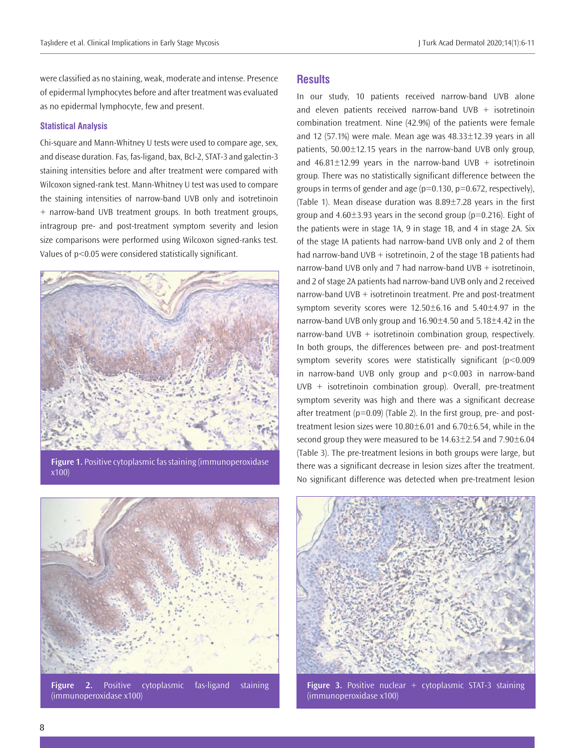were classified as no staining, weak, moderate and intense. Presence of epidermal lymphocytes before and after treatment was evaluated as no epidermal lymphocyte, few and present.

### Statistical Analysis

Chi-square and Mann-Whitney U tests were used to compare age, sex, and disease duration. Fas, fas-ligand, bax, Bcl-2, STAT-3 and galectin-3 staining intensities before and after treatment were compared with Wilcoxon signed-rank test. Mann-Whitney U test was used to compare the staining intensities of narrow-band UVB only and isotretinoin + narrow-band UVB treatment groups. In both treatment groups, intragroup pre- and post-treatment symptom severity and lesion size comparisons were performed using Wilcoxon signed-ranks test. Values of $p<0.05$ were considered statistically significant.

**Figure 1.** Positive cytoplasmic fas staining (immunoperoxidase x100)

**Figure 2.** Positive cytoplasmic fas-ligand staining (immunoperoxidase x100)

## Results

In our study, 10 patients received narrow-band UVB alone and eleven patients received narrow-band UVB + isotretinoin combination treatment. Nine (42.9%) of the patients were female and 12 (57.1%) were male. Mean age was 48.33±12.39 years in all patients, 50.00±12.15 years in the narrow-band UVB only group, and 46.81±12.99 years in the narrow-band UVB + isotretinoin group. There was no statistically significant difference between the groups in terms of gender and age ($p=0.130$, $p=0.672$, respectively), (Table 1). Mean disease duration was 8.89±7.28 years in the first group and 4.60±3.93 years in the second group ($p=0.216$). Eight of the patients were in stage 1A, 9 in stage 1B, and 4 in stage 2A. Six of the stage IA patients had narrow-band UVB only and 2 of them had narrow-band UVB + isotretinoin, 2 of the stage 1B patients had narrow-band UVB only and 7 had narrow-band UVB + isotretinoin, and 2 of stage 2A patients had narrow-band UVB only and 2 received narrow-band UVB + isotretinoin treatment. Pre and post-treatment symptom severity scores were 12.50±6.16 and 5.40±4.97 in the narrow-band UVB only group and 16.90±4.50 and 5.18±4.42 in the narrow-band UVB + isotretinoin combination group, respectively. In both groups, the differences between pre- and post-treatment symptom severity scores were statistically significant ($p<0.009$ in narrow-band UVB only group and $p<0.003$ in narrow-band UVB + isotretinoin combination group). Overall, pre-treatment symptom severity was high and there was a significant decrease after treatment ($p=0.09$) (Table 2). In the first group, pre- and post-treatment lesion sizes were 10.80±6.01 and 6.70±6.54, while in the second group they were measured to be 14.63±2.54 and 7.90±6.04 (Table 3). The pre-treatment lesions in both groups were large, but there was a significant decrease in lesion sizes after the treatment. No significant difference was detected when pre-treatment lesion

**Figure 3.** Positive nuclear + cytoplasmic STAT-3 staining (immunoperoxidase x100)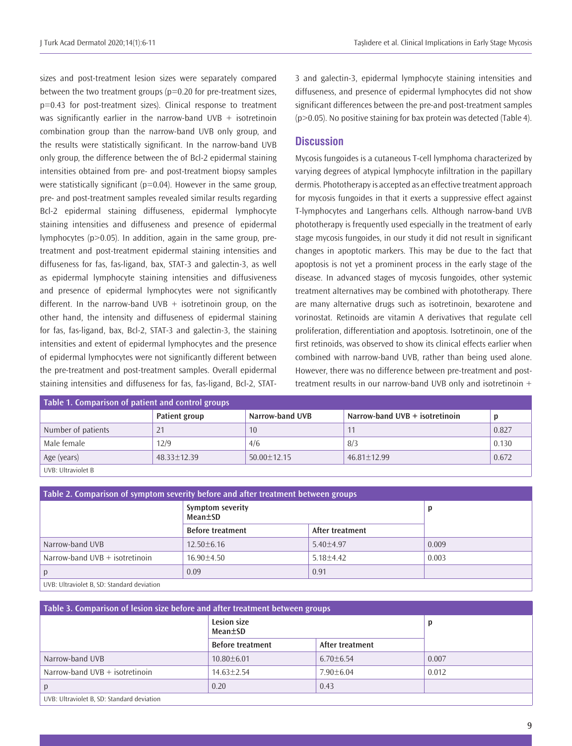sizes and post-treatment lesion sizes were separately compared between the two treatment groups ($p=0.20$ for pre-treatment sizes, $p=0.43$ for post-treatment sizes). Clinical response to treatment was significantly earlier in the narrow-band UVB + isotretinoin combination group than the narrow-band UVB only group, and the results were statistically significant. In the narrow-band UVB only group, the difference between the of Bcl-2 epidermal staining intensities obtained from pre- and post-treatment biopsy samples were statistically significant ($p=0.04$). However in the same group, pre- and post-treatment samples revealed similar results regarding Bcl-2 epidermal staining diffuseness, epidermal lymphocyte staining intensities and diffuseness and presence of epidermal lymphocytes ($p>0.05$). In addition, again in the same group, pre-treatment and post-treatment epidermal staining intensities and diffuseness for fas, fas-ligand, bax, STAT-3 and galectin-3, as well as epidermal lymphocyte staining intensities and diffusiveness and presence of epidermal lymphocytes were not significantly different. In the narrow-band UVB + isotretinoin group, on the other hand, the intensity and diffuseness of epidermal staining for fas, fas-ligand, bax, Bcl-2, STAT-3 and galectin-3, the staining intensities and extent of epidermal lymphocytes and the presence of epidermal lymphocytes were not significantly different between the pre-treatment and post-treatment samples. Overall epidermal staining intensities and diffuseness for fas, fas-ligand, Bcl-2, STAT-3 and galectin-3, epidermal lymphocyte staining intensities and diffuseness, and presence of epidermal lymphocytes did not show significant differences between the pre-and post-treatment samples ($p>0.05$). No positive staining for bax protein was detected (Table 4).

## Discussion

Mycosis fungoides is a cutaneous T-cell lymphoma characterized by varying degrees of atypical lymphocyte infiltration in the papillary dermis. Phototherapy is accepted as an effective treatment approach for mycosis fungoides in that it exerts a suppressive effect against T-lymphocytes and Langerhans cells. Although narrow-band UVB phototherapy is frequently used especially in the treatment of early stage mycosis fungoides, in our study it did not result in significant changes in apoptotic markers. This may be due to the fact that apoptosis is not yet a prominent process in the early stage of the disease. In advanced stages of mycosis fungoides, other systemic treatment alternatives may be combined with phototherapy. There are many alternative drugs such as isotretinoin, bexarotene and vorinostat. Retinoids are vitamin A derivatives that regulate cell proliferation, differentiation and apoptosis. Isotretinoin, one of the first retinoids, was observed to show its clinical effects earlier when combined with narrow-band UVB, rather than being used alone. However, there was no difference between pre-treatment and post-treatment results in our narrow-band UVB only and isotretinoin +

**Table 1. Comparison of patient and control groups**

| | Patient group | Narrow-band UVB | Narrow-band UVB + isotretinoin | p |
|---|---|---|---|---|
| Number of patients | 21 | 10 | 11 | 0.827 |
| Male female | 12/9 | 4/6 | 8/3 | 0.130 |
| Age (years) | 48.33±12.39 | 50.00±12.15 | 46.81±12.99 | 0.672 |

UVB: Ultraviolet B

**Table 2. Comparison of symptom severity before and after treatment between groups**

| | Symptom severity Mean±SD | | p |
|---|---|---|---|
| | Before treatment | After treatment | |
| Narrow-band UVB | 12.50±6.16 | 5.40±4.97 | 0.009 |
| Narrow-band UVB + isotretinoin | 16.90±4.50 | 5.18±4.42 | 0.003 |
| p | 0.09 | 0.91 | |

UVB: Ultraviolet B, SD: Standard deviation

**Table 3. Comparison of lesion size before and after treatment between groups**

| | Lesion size Mean±SD | | p |
|---|---|---|---|
| | Before treatment | After treatment | |
| Narrow-band UVB | 10.80±6.01 | 6.70±6.54 | 0.007 |
| Narrow-band UVB + isotretinoin | 14.63±2.54 | 7.90±6.04 | 0.012 |
| p | 0.20 | 0.43 | |

UVB: Ultraviolet B, SD: Standard deviation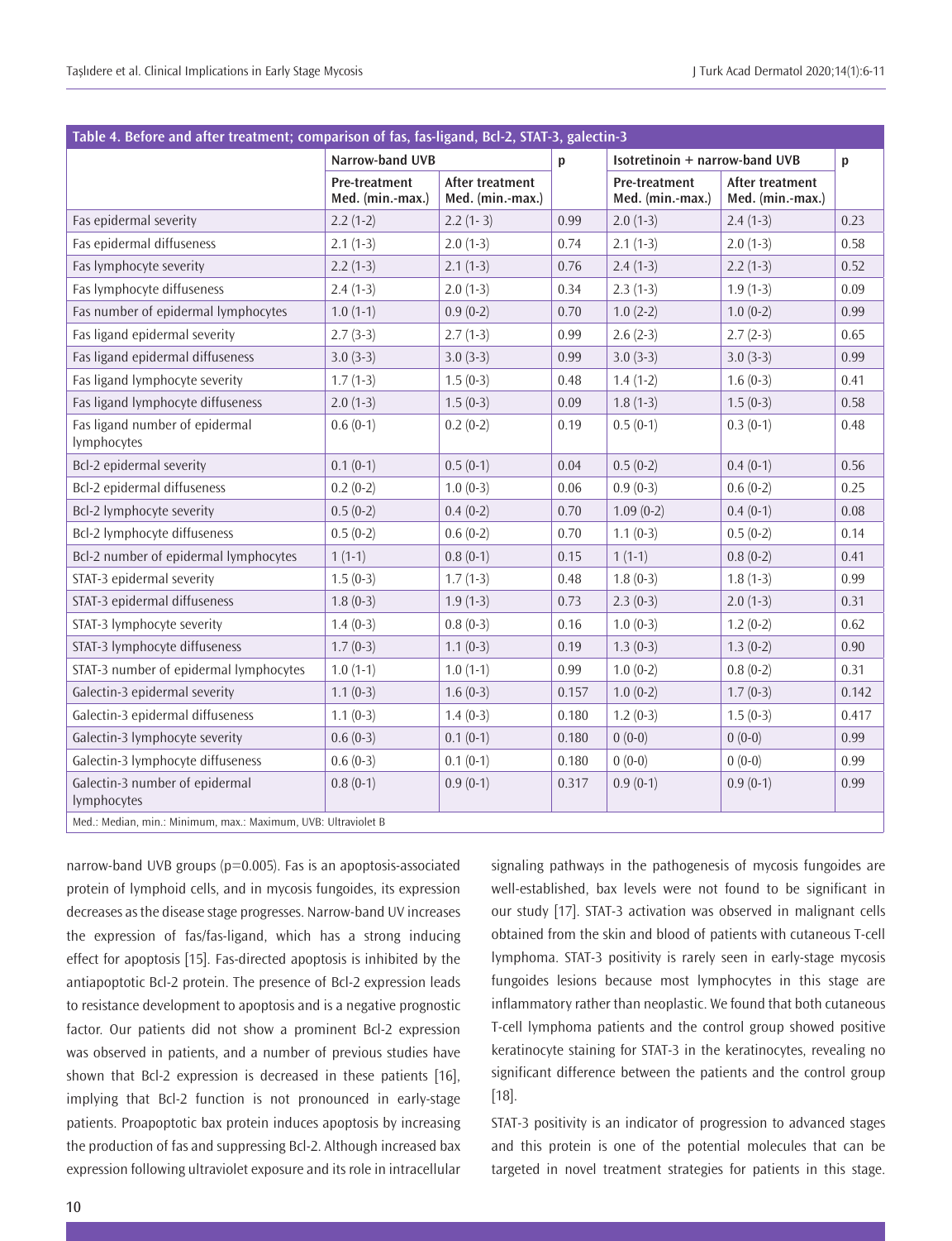**Table 4. Before and after treatment; comparison of fas, fas-ligand, Bcl-2, STAT-3, galectin-3**

| | Narrow-band UVB | | p | Isotretinoin + narrow-band UVB | | p |
|---|---|---|---|---|---|---|
| | Pre-treatment Med. (min.-max.) | After treatment Med. (min.-max.) | | Pre-treatment Med. (min.-max.) | After treatment Med. (min.-max.) | |
| Fas epidermal severity | 2.2 (1-2) | 2.2 (1- 3) | 0.99 | 2.0 (1-3) | 2.4 (1-3) | 0.23 |
| Fas epidermal diffuseness | 2.1 (1-3) | 2.0 (1-3) | 0.74 | 2.1 (1-3) | 2.0 (1-3) | 0.58 |
| Fas lymphocyte severity | 2.2 (1-3) | 2.1 (1-3) | 0.76 | 2.4 (1-3) | 2.2 (1-3) | 0.52 |
| Fas lymphocyte diffuseness | 2.4 (1-3) | 2.0 (1-3) | 0.34 | 2.3 (1-3) | 1.9 (1-3) | 0.09 |
| Fas number of epidermal lymphocytes | 1.0 (1-1) | 0.9 (0-2) | 0.70 | 1.0 (2-2) | 1.0 (0-2) | 0.99 |
| Fas ligand epidermal severity | 2.7 (3-3) | 2.7 (1-3) | 0.99 | 2.6 (2-3) | 2.7 (2-3) | 0.65 |
| Fas ligand epidermal diffuseness | 3.0 (3-3) | 3.0 (3-3) | 0.99 | 3.0 (3-3) | 3.0 (3-3) | 0.99 |
| Fas ligand lymphocyte severity | 1.7 (1-3) | 1.5 (0-3) | 0.48 | 1.4 (1-2) | 1.6 (0-3) | 0.41 |
| Fas ligand lymphocyte diffuseness | 2.0 (1-3) | 1.5 (0-3) | 0.09 | 1.8 (1-3) | 1.5 (0-3) | 0.58 |
| Fas ligand number of epidermal lymphocytes | 0.6 (0-1) | 0.2 (0-2) | 0.19 | 0.5 (0-1) | 0.3 (0-1) | 0.48 |
| Bcl-2 epidermal severity | 0.1 (0-1) | 0.5 (0-1) | 0.04 | 0.5 (0-2) | 0.4 (0-1) | 0.56 |
| Bcl-2 epidermal diffuseness | 0.2 (0-2) | 1.0 (0-3) | 0.06 | 0.9 (0-3) | 0.6 (0-2) | 0.25 |
| Bcl-2 lymphocyte severity | 0.5 (0-2) | 0.4 (0-2) | 0.70 | 1.09 (0-2) | 0.4 (0-1) | 0.08 |
| Bcl-2 lymphocyte diffuseness | 0.5 (0-2) | 0.6 (0-2) | 0.70 | 1.1 (0-3) | 0.5 (0-2) | 0.14 |
| Bcl-2 number of epidermal lymphocytes | 1 (1-1) | 0.8 (0-1) | 0.15 | 1 (1-1) | 0.8 (0-2) | 0.41 |
| STAT-3 epidermal severity | 1.5 (0-3) | 1.7 (1-3) | 0.48 | 1.8 (0-3) | 1.8 (1-3) | 0.99 |
| STAT-3 epidermal diffuseness | 1.8 (0-3) | 1.9 (1-3) | 0.73 | 2.3 (0-3) | 2.0 (1-3) | 0.31 |
| STAT-3 lymphocyte severity | 1.4 (0-3) | 0.8 (0-3) | 0.16 | 1.0 (0-3) | 1.2 (0-2) | 0.62 |
| STAT-3 lymphocyte diffuseness | 1.7 (0-3) | 1.1 (0-3) | 0.19 | 1.3 (0-3) | 1.3 (0-2) | 0.90 |
| STAT-3 number of epidermal lymphocytes | 1.0 (1-1) | 1.0 (1-1) | 0.99 | 1.0 (0-2) | 0.8 (0-2) | 0.31 |
| Galectin-3 epidermal severity | 1.1 (0-3) | 1.6 (0-3) | 0.157 | 1.0 (0-2) | 1.7 (0-3) | 0.142 |
| Galectin-3 epidermal diffuseness | 1.1 (0-3) | 1.4 (0-3) | 0.180 | 1.2 (0-3) | 1.5 (0-3) | 0.417 |
| Galectin-3 lymphocyte severity | 0.6 (0-3) | 0.1 (0-1) | 0.180 | 0 (0-0) | 0 (0-0) | 0.99 |
| Galectin-3 lymphocyte diffuseness | 0.6 (0-3) | 0.1 (0-1) | 0.180 | 0 (0-0) | 0 (0-0) | 0.99 |
| Galectin-3 number of epidermal lymphocytes | 0.8 (0-1) | 0.9 (0-1) | 0.317 | 0.9 (0-1) | 0.9 (0-1) | 0.99 |

Med.: Median, min.: Minimum, max.: Maximum, UVB: Ultraviolet B

narrow-band UVB groups (p=0.005). Fas is an apoptosis-associated protein of lymphoid cells, and in mycosis fungoides, its expression decreases as the disease stage progresses. Narrow-band UV increases the expression of fas/fas-ligand, which has a strong inducing effect for apoptosis [15]. Fas-directed apoptosis is inhibited by the antiapoptotic Bcl-2 protein. The presence of Bcl-2 expression leads to resistance development to apoptosis and is a negative prognostic factor. Our patients did not show a prominent Bcl-2 expression was observed in patients, and a number of previous studies have shown that Bcl-2 expression is decreased in these patients [16], implying that Bcl-2 function is not pronounced in early-stage patients. Proapoptotic bax protein induces apoptosis by increasing the production of fas and suppressing Bcl-2. Although increased bax expression following ultraviolet exposure and its role in intracellular signaling pathways in the pathogenesis of mycosis fungoides are well-established, bax levels were not found to be significant in our study [17]. STAT-3 activation was observed in malignant cells obtained from the skin and blood of patients with cutaneous T-cell lymphoma. STAT-3 positivity is rarely seen in early-stage mycosis fungoides lesions because most lymphocytes in this stage are inflammatory rather than neoplastic. We found that both cutaneous T-cell lymphoma patients and the control group showed positive keratinocyte staining for STAT-3 in the keratinocytes, revealing no significant difference between the patients and the control group [18].

STAT-3 positivity is an indicator of progression to advanced stages and this protein is one of the potential molecules that can be targeted in novel treatment strategies for patients in this stage.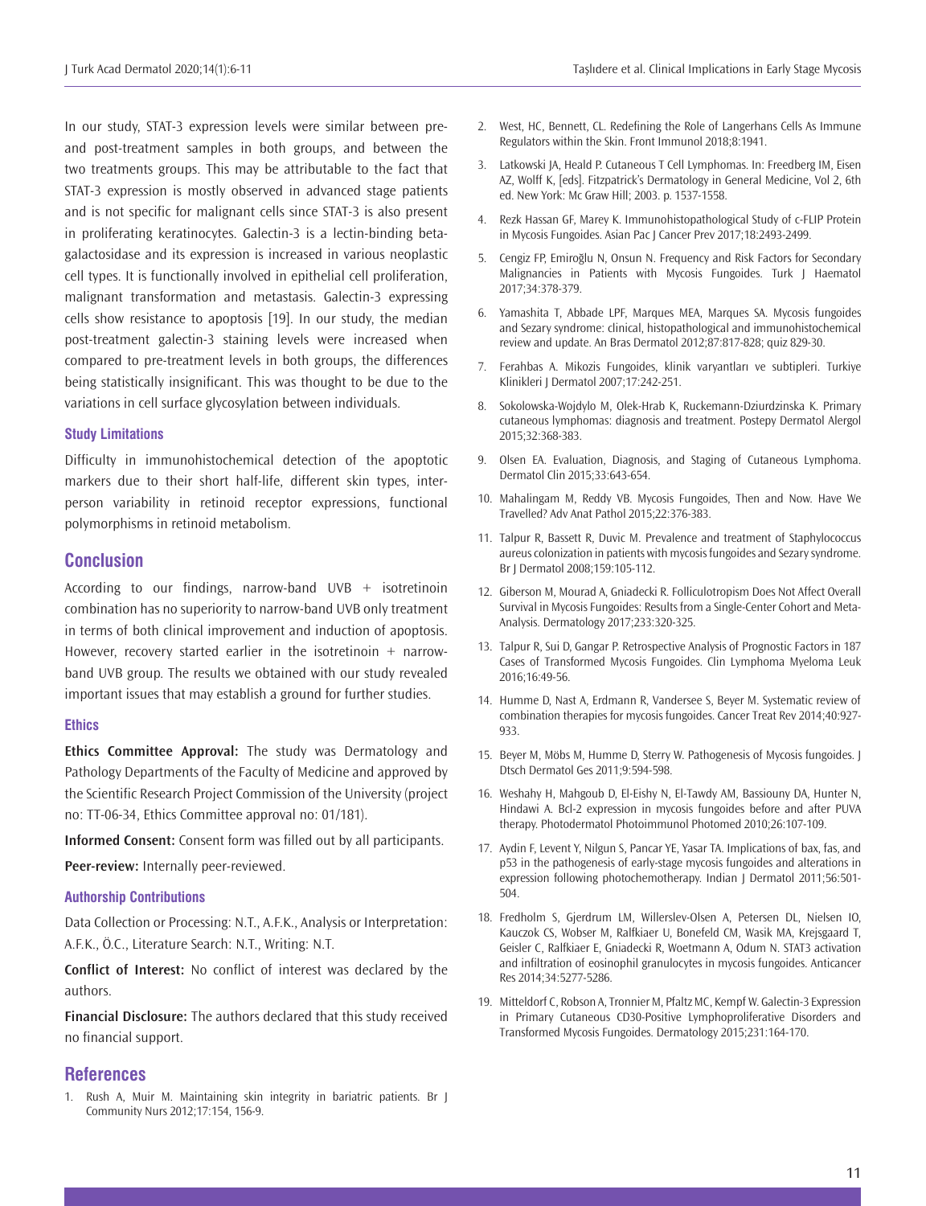In our study, STAT-3 expression levels were similar between pre- and post-treatment samples in both groups, and between the two treatments groups. This may be attributable to the fact that STAT-3 expression is mostly observed in advanced stage patients and is not specific for malignant cells since STAT-3 is also present in proliferating keratinocytes. Galectin-3 is a lectin-binding beta-galactosidase and its expression is increased in various neoplastic cell types. It is functionally involved in epithelial cell proliferation, malignant transformation and metastasis. Galectin-3 expressing cells show resistance to apoptosis [19]. In our study, the median post-treatment galectin-3 staining levels were increased when compared to pre-treatment levels in both groups, the differences being statistically insignificant. This was thought to be due to the variations in cell surface glycosylation between individuals.

### Study Limitations

Difficulty in immunohistochemical detection of the apoptotic markers due to their short half-life, different skin types, inter-person variability in retinoid receptor expressions, functional polymorphisms in retinoid metabolism.

## Conclusion

According to our findings, narrow-band UVB + isotretinoin combination has no superiority to narrow-band UVB only treatment in terms of both clinical improvement and induction of apoptosis. However, recovery started earlier in the isotretinoin + narrow-band UVB group. The results we obtained with our study revealed important issues that may establish a ground for further studies.

### Ethics

**Ethics Committee Approval:** The study was Dermatology and Pathology Departments of the Faculty of Medicine and approved by the Scientific Research Project Commission of the University (project no: TT-06-34, Ethics Committee approval no: 01/181).

**Informed Consent:** Consent form was filled out by all participants.

**Peer-review:** Internally peer-reviewed.

### Authorship Contributions

Data Collection or Processing: N.T., A.F.K., Analysis or Interpretation: A.F.K., Ö.C., Literature Search: N.T., Writing: N.T.

**Conflict of Interest:** No conflict of interest was declared by the authors.

**Financial Disclosure:** The authors declared that this study received no financial support.

## References

1. Rush A, Muir M. Maintaining skin integrity in bariatric patients. Br J Community Nurs 2012;17:154, 156-9.
2. West, HC, Bennett, CL. Redefining the Role of Langerhans Cells As Immune Regulators within the Skin. Front Immunol 2018;8:1941.
3. Latkowski JA, Heald P. Cutaneous T Cell Lymphomas. In: Freedberg IM, Eisen AZ, Wolff K, [eds]. Fitzpatrick's Dermatology in General Medicine, Vol 2, 6th ed. New York: Mc Graw Hill; 2003. p. 1537-1558.
4. Rezk Hassan GF, Marey K. Immunohistopathological Study of c-FLIP Protein in Mycosis Fungoides. Asian Pac J Cancer Prev 2017;18:2493-2499.
5. Cengiz FP, Emiroğlu N, Onsun N. Frequency and Risk Factors for Secondary Malignancies in Patients with Mycosis Fungoides. Turk J Haematol 2017;34:378-379.
6. Yamashita T, Abbade LPF, Marques MEA, Marques SA. Mycosis fungoides and Sezary syndrome: clinical, histopathological and immunohistochemical review and update. An Bras Dermatol 2012;87:817-828; quiz 829-30.
7. Ferahbas A. Mikozis Fungoides, klinik varyantları ve subtipleri. Turkiye Klinikleri J Dermatol 2007;17:242-251.
8. Sokolowska-Wojdylo M, Olek-Hrab K, Ruckemann-Dziurdzinska K. Primary cutaneous lymphomas: diagnosis and treatment. Postepy Dermatol Alergol 2015;32:368-383.
9. Olsen EA. Evaluation, Diagnosis, and Staging of Cutaneous Lymphoma. Dermatol Clin 2015;33:643-654.
10. Mahalingam M, Reddy VB. Mycosis Fungoides, Then and Now. Have We Travelled? Adv Anat Pathol 2015;22:376-383.
11. Talpur R, Bassett R, Duvic M. Prevalence and treatment of Staphylococcus aureus colonization in patients with mycosis fungoides and Sezary syndrome. Br J Dermatol 2008;159:105-112.
12. Giberson M, Mourad A, Gniadecki R. Folliculotropism Does Not Affect Overall Survival in Mycosis Fungoides: Results from a Single-Center Cohort and Meta-Analysis. Dermatology 2017;233:320-325.
13. Talpur R, Sui D, Gangar P. Retrospective Analysis of Prognostic Factors in 187 Cases of Transformed Mycosis Fungoides. Clin Lymphoma Myeloma Leuk 2016;16:49-56.
14. Humme D, Nast A, Erdmann R, Vandersee S, Beyer M. Systematic review of combination therapies for mycosis fungoides. Cancer Treat Rev 2014;40:927-933.
15. Beyer M, Möbs M, Humme D, Sterry W. Pathogenesis of Mycosis fungoides. J Dtsch Dermatol Ges 2011;9:594-598.
16. Weshahy H, Mahgoub D, El-Eishy N, El-Tawdy AM, Bassiouny DA, Hunter N, Hindawi A. Bcl-2 expression in mycosis fungoides before and after PUVA therapy. Photodermatol Photoimmunol Photomed 2010;26:107-109.
17. Aydin F, Levent Y, Nilgun S, Pancar YE, Yasar TA. Implications of bax, fas, and p53 in the pathogenesis of early-stage mycosis fungoides and alterations in expression following photochemotherapy. Indian J Dermatol 2011;56:501-504.
18. Fredholm S, Gjerdrum LM, Willerslev-Olsen A, Petersen DL, Nielsen IO, Kauczok CS, Wobser M, Ralfkiaer U, Bonefeld CM, Wasik MA, Krejsgaard T, Geisler C, Ralfkiaer E, Gniadecki R, Woetmann A, Odum N. STAT3 activation and infiltration of eosinophil granulocytes in mycosis fungoides. Anticancer Res 2014;34:5277-5286.
19. Mitteldorf C, Robson A, Tronnier M, Pfaltz MC, Kempf W. Galectin-3 Expression in Primary Cutaneous CD30-Positive Lymphoproliferative Disorders and Transformed Mycosis Fungoides. Dermatology 2015;231:164-170.